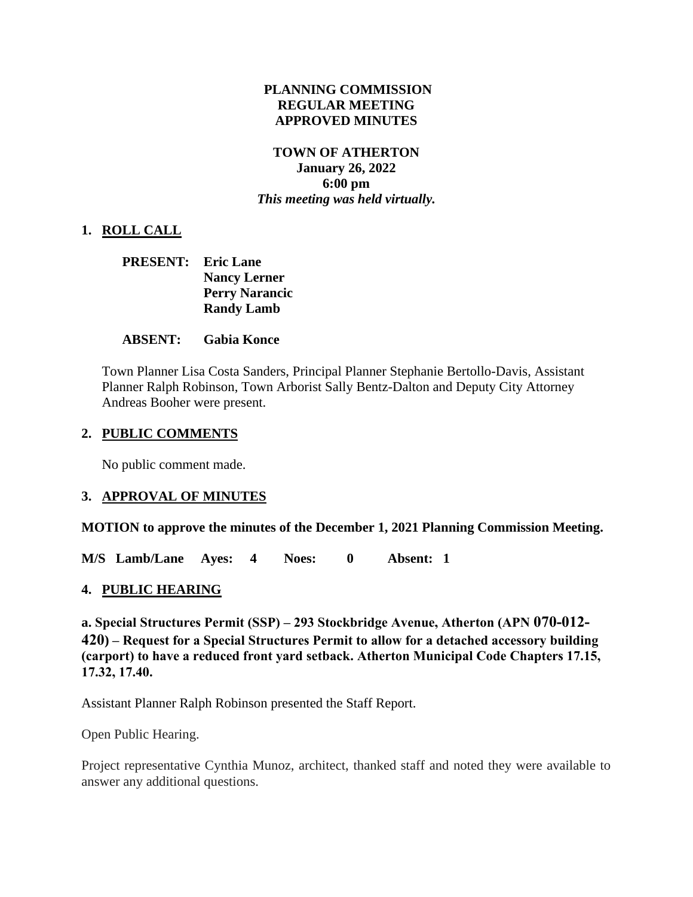**PLANNING COMMISSION**
**REGULAR MEETING**
**APPROVED MINUTES**

**TOWN OF ATHERTON**
**January 26, 2022**
**6:00 pm**
***This meeting was held virtually.***

## 1. ROLL CALL

**PRESENT:** **Eric Lane**
**Nancy Lerner**
**Perry Narancic**
**Randy Lamb**

**ABSENT:** **Gabia Konce**

Town Planner Lisa Costa Sanders, Principal Planner Stephanie Bertollo-Davis, Assistant Planner Ralph Robinson, Town Arborist Sally Bentz-Dalton and Deputy City Attorney Andreas Booher were present.

## 2. PUBLIC COMMENTS

No public comment made.

## 3. APPROVAL OF MINUTES

**MOTION to approve the minutes of the December 1, 2021 Planning Commission Meeting.**

**M/S Lamb/Lane Ayes: 4 Noes: 0 Absent: 1**

## 4. PUBLIC HEARING

**a. Special Structures Permit (SSP) – 293 Stockbridge Avenue, Atherton (APN 070-012-420) – Request for a Special Structures Permit to allow for a detached accessory building (carport) to have a reduced front yard setback. Atherton Municipal Code Chapters 17.15, 17.32, 17.40.**

Assistant Planner Ralph Robinson presented the Staff Report.

Open Public Hearing.

Project representative Cynthia Munoz, architect, thanked staff and noted they were available to answer any additional questions.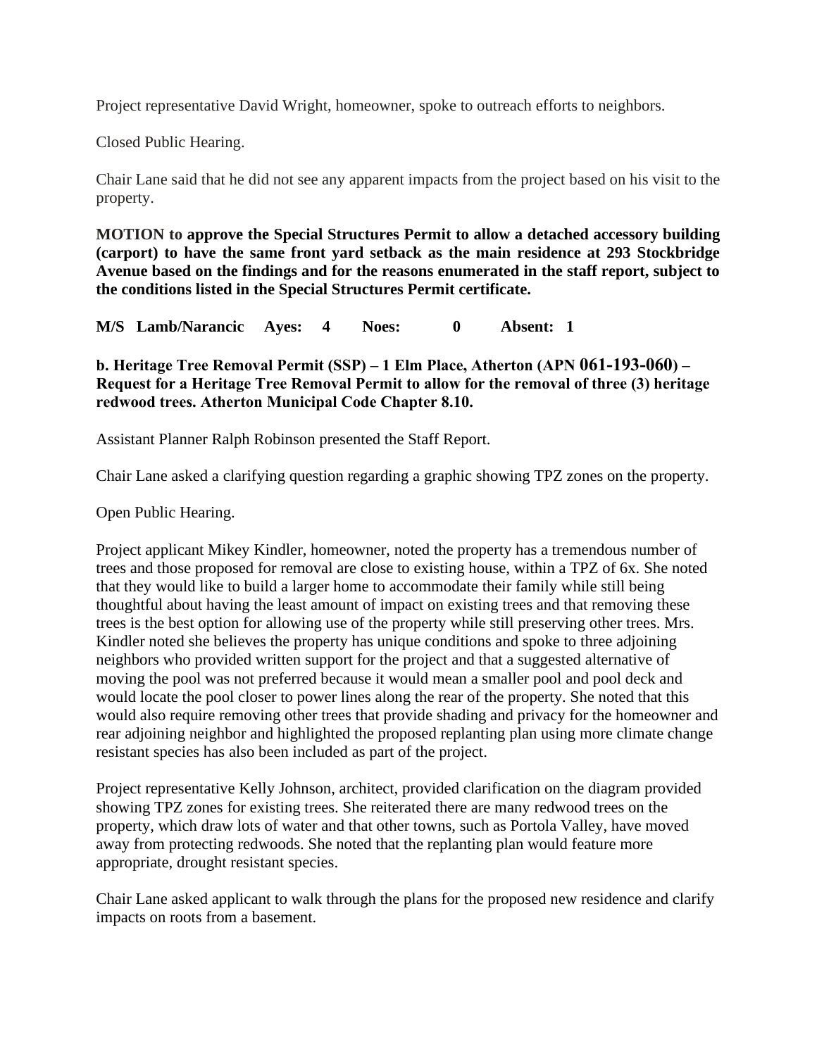Project representative David Wright, homeowner, spoke to outreach efforts to neighbors.

Closed Public Hearing.

Chair Lane said that he did not see any apparent impacts from the project based on his visit to the property.

**MOTION to approve the Special Structures Permit to allow a detached accessory building (carport) to have the same front yard setback as the main residence at 293 Stockbridge Avenue based on the findings and for the reasons enumerated in the staff report, subject to the conditions listed in the Special Structures Permit certificate.**

**M/S Lamb/Narancic Ayes: 4 Noes: 0 Absent: 1**

**b. Heritage Tree Removal Permit (SSP) – 1 Elm Place, Atherton (APN 061-193-060) – Request for a Heritage Tree Removal Permit to allow for the removal of three (3) heritage redwood trees. Atherton Municipal Code Chapter 8.10.**

Assistant Planner Ralph Robinson presented the Staff Report.

Chair Lane asked a clarifying question regarding a graphic showing TPZ zones on the property.

Open Public Hearing.

Project applicant Mikey Kindler, homeowner, noted the property has a tremendous number of trees and those proposed for removal are close to existing house, within a TPZ of 6x. She noted that they would like to build a larger home to accommodate their family while still being thoughtful about having the least amount of impact on existing trees and that removing these trees is the best option for allowing use of the property while still preserving other trees. Mrs. Kindler noted she believes the property has unique conditions and spoke to three adjoining neighbors who provided written support for the project and that a suggested alternative of moving the pool was not preferred because it would mean a smaller pool and pool deck and would locate the pool closer to power lines along the rear of the property. She noted that this would also require removing other trees that provide shading and privacy for the homeowner and rear adjoining neighbor and highlighted the proposed replanting plan using more climate change resistant species has also been included as part of the project.

Project representative Kelly Johnson, architect, provided clarification on the diagram provided showing TPZ zones for existing trees. She reiterated there are many redwood trees on the property, which draw lots of water and that other towns, such as Portola Valley, have moved away from protecting redwoods. She noted that the replanting plan would feature more appropriate, drought resistant species.

Chair Lane asked applicant to walk through the plans for the proposed new residence and clarify impacts on roots from a basement.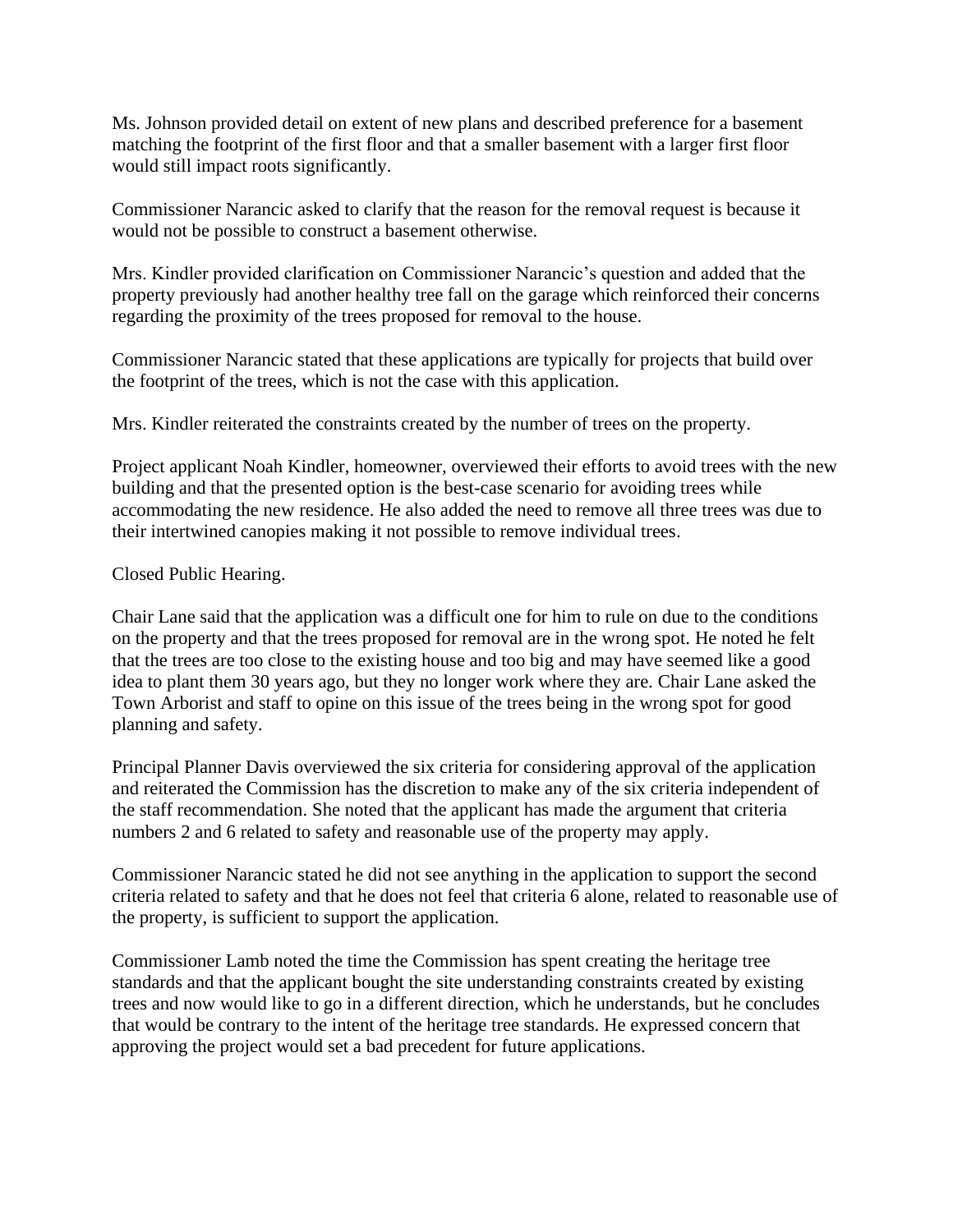Ms. Johnson provided detail on extent of new plans and described preference for a basement matching the footprint of the first floor and that a smaller basement with a larger first floor would still impact roots significantly.

Commissioner Narancic asked to clarify that the reason for the removal request is because it would not be possible to construct a basement otherwise.

Mrs. Kindler provided clarification on Commissioner Narancic's question and added that the property previously had another healthy tree fall on the garage which reinforced their concerns regarding the proximity of the trees proposed for removal to the house.

Commissioner Narancic stated that these applications are typically for projects that build over the footprint of the trees, which is not the case with this application.

Mrs. Kindler reiterated the constraints created by the number of trees on the property.

Project applicant Noah Kindler, homeowner, overviewed their efforts to avoid trees with the new building and that the presented option is the best-case scenario for avoiding trees while accommodating the new residence. He also added the need to remove all three trees was due to their intertwined canopies making it not possible to remove individual trees.

Closed Public Hearing.

Chair Lane said that the application was a difficult one for him to rule on due to the conditions on the property and that the trees proposed for removal are in the wrong spot. He noted he felt that the trees are too close to the existing house and too big and may have seemed like a good idea to plant them 30 years ago, but they no longer work where they are. Chair Lane asked the Town Arborist and staff to opine on this issue of the trees being in the wrong spot for good planning and safety.

Principal Planner Davis overviewed the six criteria for considering approval of the application and reiterated the Commission has the discretion to make any of the six criteria independent of the staff recommendation. She noted that the applicant has made the argument that criteria numbers 2 and 6 related to safety and reasonable use of the property may apply.

Commissioner Narancic stated he did not see anything in the application to support the second criteria related to safety and that he does not feel that criteria 6 alone, related to reasonable use of the property, is sufficient to support the application.

Commissioner Lamb noted the time the Commission has spent creating the heritage tree standards and that the applicant bought the site understanding constraints created by existing trees and now would like to go in a different direction, which he understands, but he concludes that would be contrary to the intent of the heritage tree standards. He expressed concern that approving the project would set a bad precedent for future applications.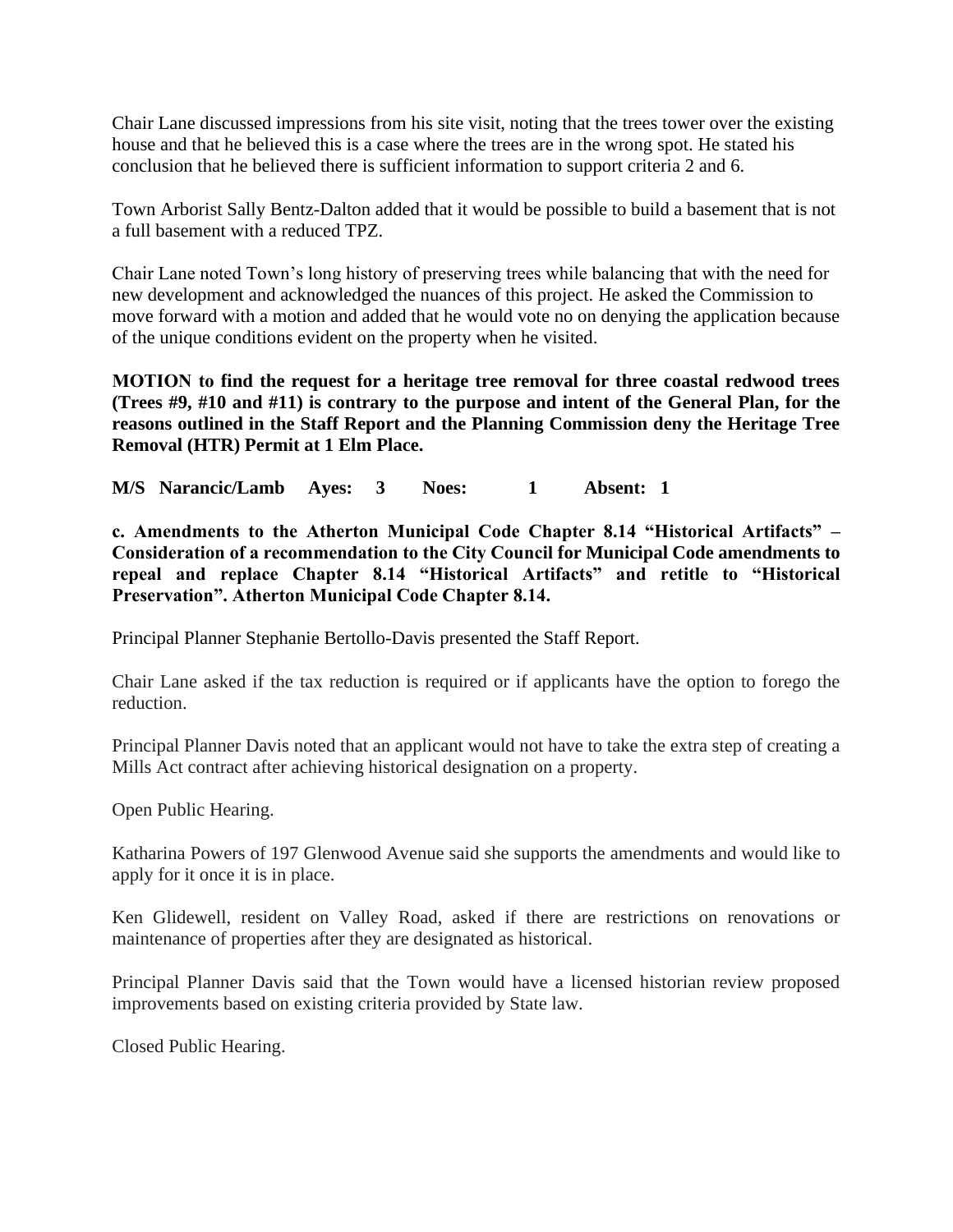Chair Lane discussed impressions from his site visit, noting that the trees tower over the existing house and that he believed this is a case where the trees are in the wrong spot. He stated his conclusion that he believed there is sufficient information to support criteria 2 and 6.

Town Arborist Sally Bentz-Dalton added that it would be possible to build a basement that is not a full basement with a reduced TPZ.

Chair Lane noted Town's long history of preserving trees while balancing that with the need for new development and acknowledged the nuances of this project. He asked the Commission to move forward with a motion and added that he would vote no on denying the application because of the unique conditions evident on the property when he visited.

**MOTION to find the request for a heritage tree removal for three coastal redwood trees (Trees #9, #10 and #11) is contrary to the purpose and intent of the General Plan, for the reasons outlined in the Staff Report and the Planning Commission deny the Heritage Tree Removal (HTR) Permit at 1 Elm Place.**

**M/S Narancic/Lamb Ayes: 3 Noes: 1 Absent: 1**

**c. Amendments to the Atherton Municipal Code Chapter 8.14 "Historical Artifacts" – Consideration of a recommendation to the City Council for Municipal Code amendments to repeal and replace Chapter 8.14 "Historical Artifacts" and retitle to "Historical Preservation". Atherton Municipal Code Chapter 8.14.**

Principal Planner Stephanie Bertollo-Davis presented the Staff Report.

Chair Lane asked if the tax reduction is required or if applicants have the option to forego the reduction.

Principal Planner Davis noted that an applicant would not have to take the extra step of creating a Mills Act contract after achieving historical designation on a property.

Open Public Hearing.

Katharina Powers of 197 Glenwood Avenue said she supports the amendments and would like to apply for it once it is in place.

Ken Glidewell, resident on Valley Road, asked if there are restrictions on renovations or maintenance of properties after they are designated as historical.

Principal Planner Davis said that the Town would have a licensed historian review proposed improvements based on existing criteria provided by State law.

Closed Public Hearing.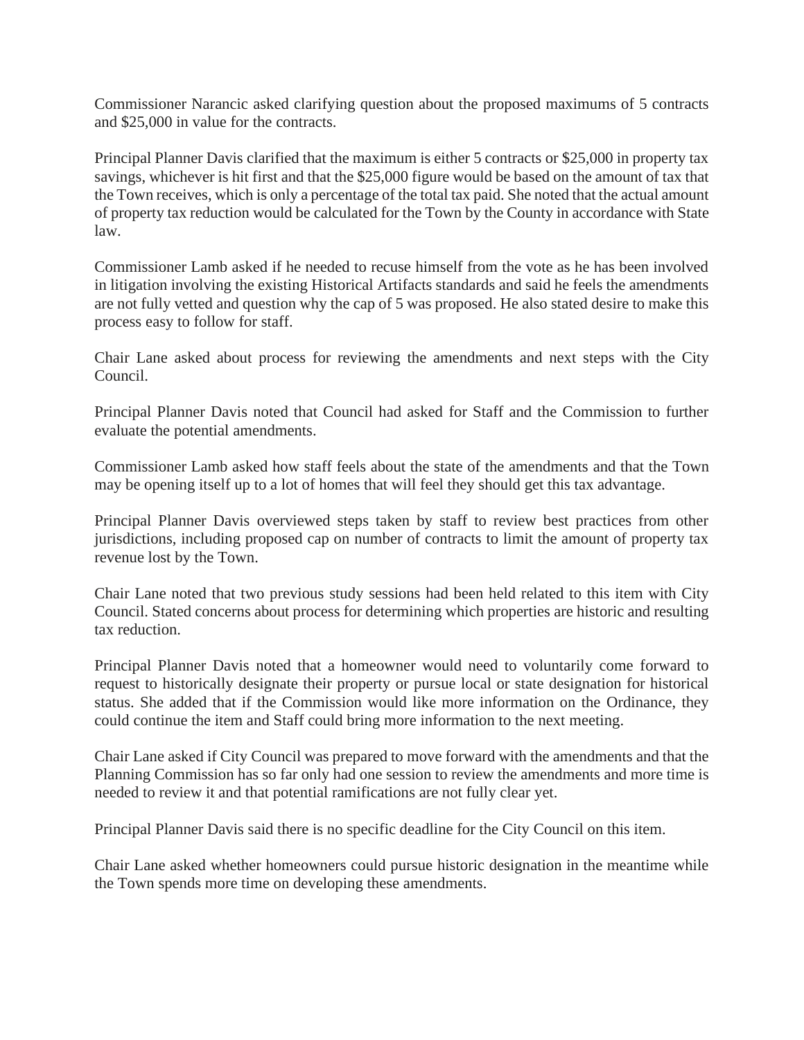Commissioner Narancic asked clarifying question about the proposed maximums of 5 contracts and $25,000 in value for the contracts.

Principal Planner Davis clarified that the maximum is either 5 contracts or $25,000 in property tax savings, whichever is hit first and that the $25,000 figure would be based on the amount of tax that the Town receives, which is only a percentage of the total tax paid. She noted that the actual amount of property tax reduction would be calculated for the Town by the County in accordance with State law.

Commissioner Lamb asked if he needed to recuse himself from the vote as he has been involved in litigation involving the existing Historical Artifacts standards and said he feels the amendments are not fully vetted and question why the cap of 5 was proposed. He also stated desire to make this process easy to follow for staff.

Chair Lane asked about process for reviewing the amendments and next steps with the City Council.

Principal Planner Davis noted that Council had asked for Staff and the Commission to further evaluate the potential amendments.

Commissioner Lamb asked how staff feels about the state of the amendments and that the Town may be opening itself up to a lot of homes that will feel they should get this tax advantage.

Principal Planner Davis overviewed steps taken by staff to review best practices from other jurisdictions, including proposed cap on number of contracts to limit the amount of property tax revenue lost by the Town.

Chair Lane noted that two previous study sessions had been held related to this item with City Council. Stated concerns about process for determining which properties are historic and resulting tax reduction.

Principal Planner Davis noted that a homeowner would need to voluntarily come forward to request to historically designate their property or pursue local or state designation for historical status. She added that if the Commission would like more information on the Ordinance, they could continue the item and Staff could bring more information to the next meeting.

Chair Lane asked if City Council was prepared to move forward with the amendments and that the Planning Commission has so far only had one session to review the amendments and more time is needed to review it and that potential ramifications are not fully clear yet.

Principal Planner Davis said there is no specific deadline for the City Council on this item.

Chair Lane asked whether homeowners could pursue historic designation in the meantime while the Town spends more time on developing these amendments.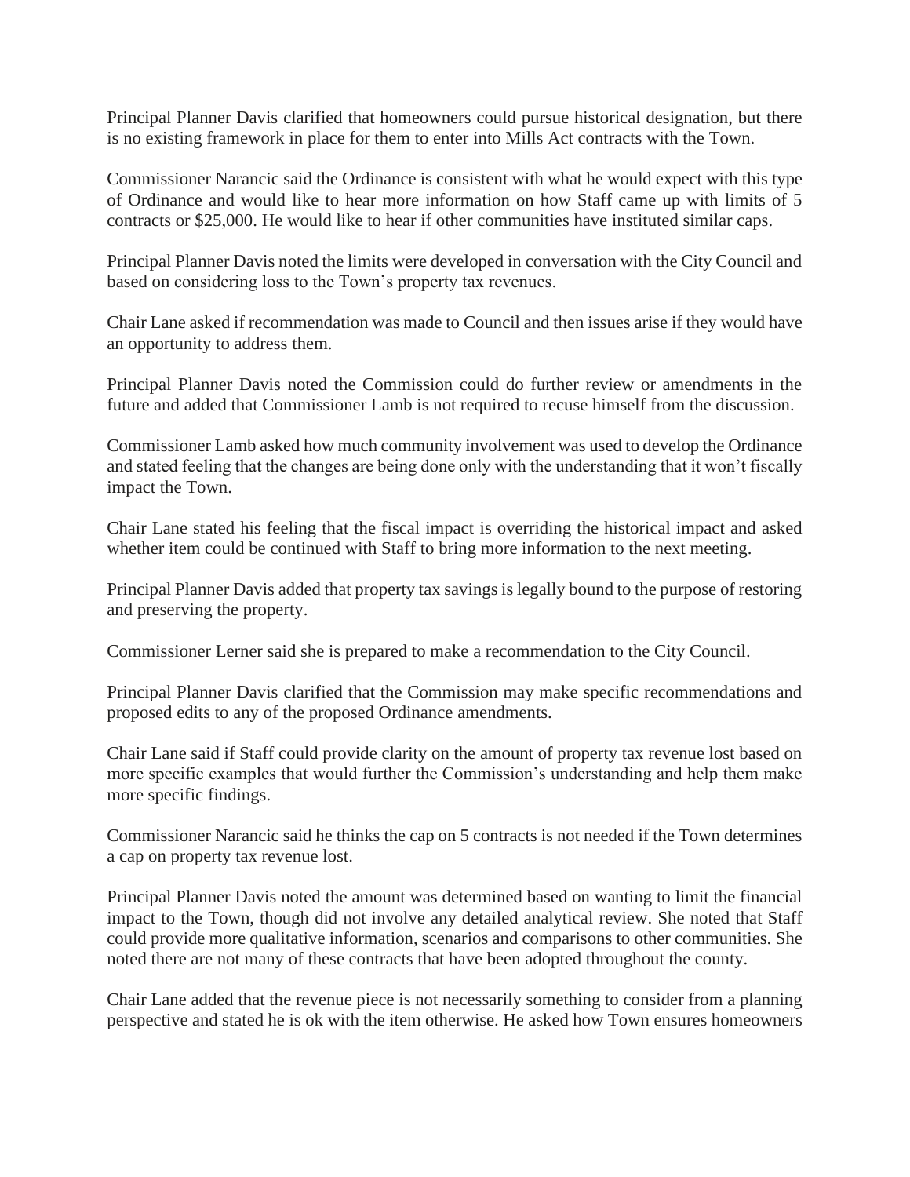Principal Planner Davis clarified that homeowners could pursue historical designation, but there is no existing framework in place for them to enter into Mills Act contracts with the Town.

Commissioner Narancic said the Ordinance is consistent with what he would expect with this type of Ordinance and would like to hear more information on how Staff came up with limits of 5 contracts or $25,000. He would like to hear if other communities have instituted similar caps.

Principal Planner Davis noted the limits were developed in conversation with the City Council and based on considering loss to the Town's property tax revenues.

Chair Lane asked if recommendation was made to Council and then issues arise if they would have an opportunity to address them.

Principal Planner Davis noted the Commission could do further review or amendments in the future and added that Commissioner Lamb is not required to recuse himself from the discussion.

Commissioner Lamb asked how much community involvement was used to develop the Ordinance and stated feeling that the changes are being done only with the understanding that it won't fiscally impact the Town.

Chair Lane stated his feeling that the fiscal impact is overriding the historical impact and asked whether item could be continued with Staff to bring more information to the next meeting.

Principal Planner Davis added that property tax savings is legally bound to the purpose of restoring and preserving the property.

Commissioner Lerner said she is prepared to make a recommendation to the City Council.

Principal Planner Davis clarified that the Commission may make specific recommendations and proposed edits to any of the proposed Ordinance amendments.

Chair Lane said if Staff could provide clarity on the amount of property tax revenue lost based on more specific examples that would further the Commission's understanding and help them make more specific findings.

Commissioner Narancic said he thinks the cap on 5 contracts is not needed if the Town determines a cap on property tax revenue lost.

Principal Planner Davis noted the amount was determined based on wanting to limit the financial impact to the Town, though did not involve any detailed analytical review. She noted that Staff could provide more qualitative information, scenarios and comparisons to other communities. She noted there are not many of these contracts that have been adopted throughout the county.

Chair Lane added that the revenue piece is not necessarily something to consider from a planning perspective and stated he is ok with the item otherwise. He asked how Town ensures homeowners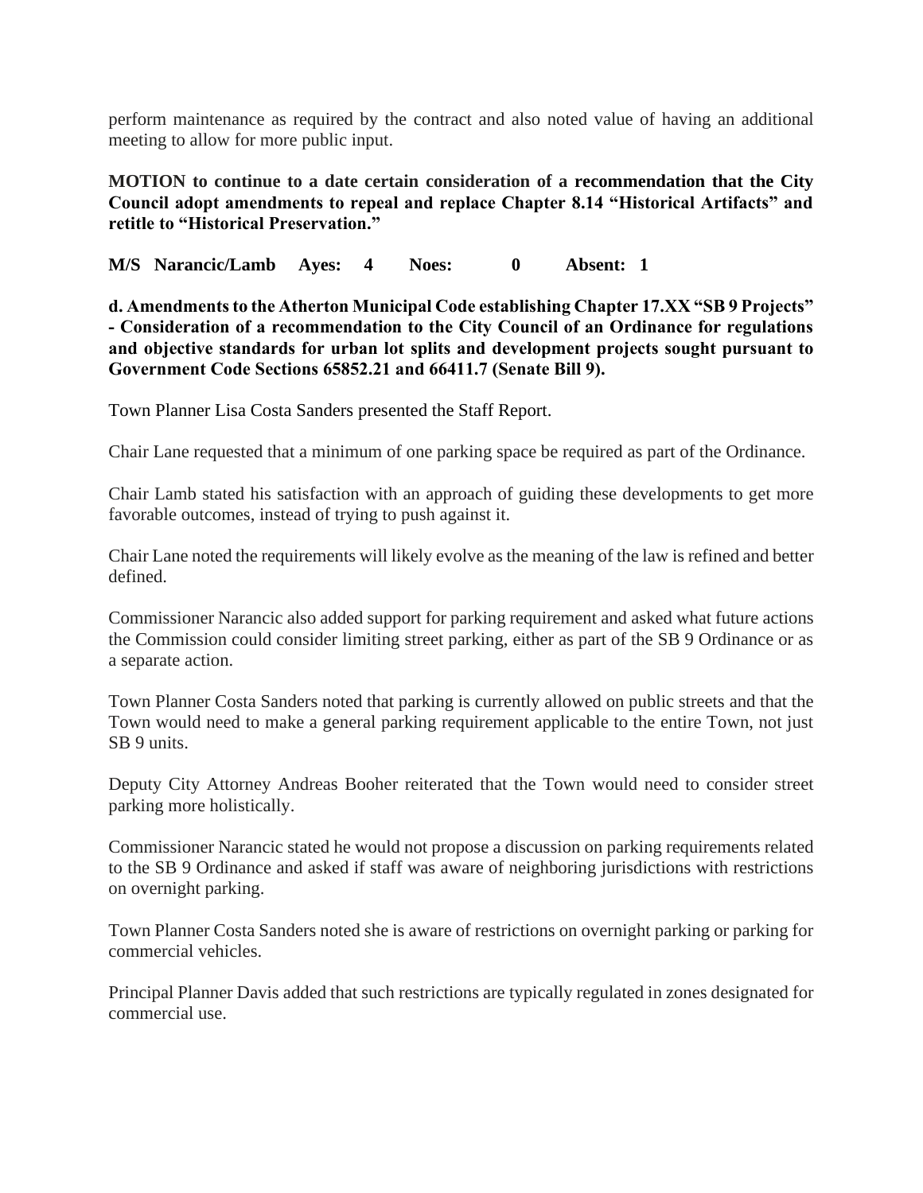perform maintenance as required by the contract and also noted value of having an additional meeting to allow for more public input.

**MOTION to continue to a date certain consideration of a recommendation that the City Council adopt amendments to repeal and replace Chapter 8.14 "Historical Artifacts" and retitle to "Historical Preservation."**

**M/S Narancic/Lamb Ayes: 4 Noes: 0 Absent: 1**

**d. Amendments to the Atherton Municipal Code establishing Chapter 17.XX "SB 9 Projects" - Consideration of a recommendation to the City Council of an Ordinance for regulations and objective standards for urban lot splits and development projects sought pursuant to Government Code Sections 65852.21 and 66411.7 (Senate Bill 9).**

Town Planner Lisa Costa Sanders presented the Staff Report.

Chair Lane requested that a minimum of one parking space be required as part of the Ordinance.

Chair Lamb stated his satisfaction with an approach of guiding these developments to get more favorable outcomes, instead of trying to push against it.

Chair Lane noted the requirements will likely evolve as the meaning of the law is refined and better defined.

Commissioner Narancic also added support for parking requirement and asked what future actions the Commission could consider limiting street parking, either as part of the SB 9 Ordinance or as a separate action.

Town Planner Costa Sanders noted that parking is currently allowed on public streets and that the Town would need to make a general parking requirement applicable to the entire Town, not just SB 9 units.

Deputy City Attorney Andreas Booher reiterated that the Town would need to consider street parking more holistically.

Commissioner Narancic stated he would not propose a discussion on parking requirements related to the SB 9 Ordinance and asked if staff was aware of neighboring jurisdictions with restrictions on overnight parking.

Town Planner Costa Sanders noted she is aware of restrictions on overnight parking or parking for commercial vehicles.

Principal Planner Davis added that such restrictions are typically regulated in zones designated for commercial use.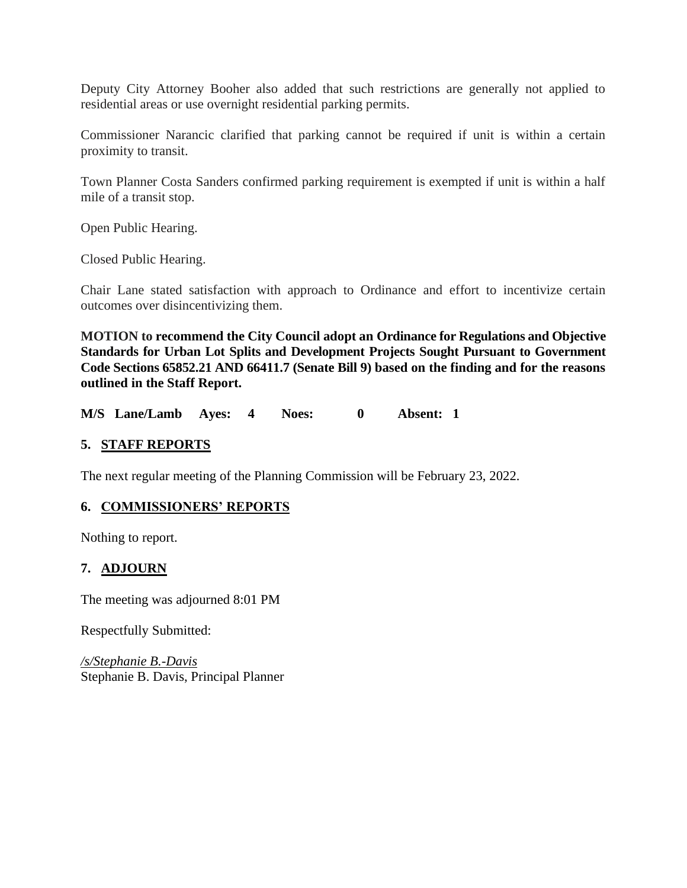Deputy City Attorney Booher also added that such restrictions are generally not applied to residential areas or use overnight residential parking permits.

Commissioner Narancic clarified that parking cannot be required if unit is within a certain proximity to transit.

Town Planner Costa Sanders confirmed parking requirement is exempted if unit is within a half mile of a transit stop.

Open Public Hearing.

Closed Public Hearing.

Chair Lane stated satisfaction with approach to Ordinance and effort to incentivize certain outcomes over disincentivizing them.

**MOTION to recommend the City Council adopt an Ordinance for Regulations and Objective Standards for Urban Lot Splits and Development Projects Sought Pursuant to Government Code Sections 65852.21 AND 66411.7 (Senate Bill 9) based on the finding and for the reasons outlined in the Staff Report.**

**M/S Lane/Lamb Ayes: 4 Noes: 0 Absent: 1**

## 5. STAFF REPORTS

The next regular meeting of the Planning Commission will be February 23, 2022.

## 6. COMMISSIONERS' REPORTS

Nothing to report.

## 7. ADJOURN

The meeting was adjourned 8:01 PM

Respectfully Submitted:

*/s/Stephanie B.-Davis*
Stephanie B. Davis, Principal Planner